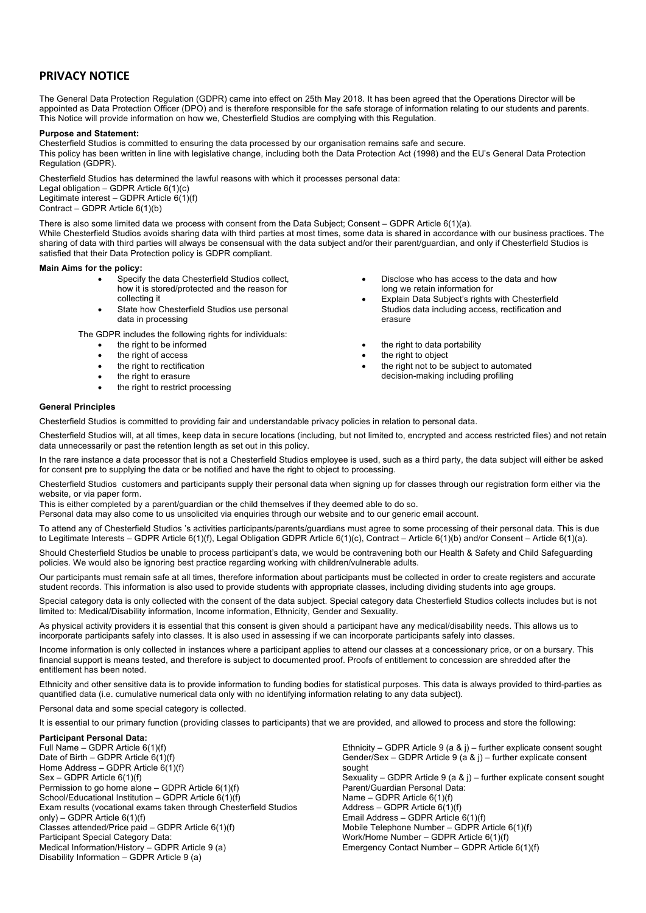## PRIVACY NOTICE

The General Data Protection Regulation (GDPR) came into effect on 25th May 2018. It has been agreed that the Operations Director will be appointed as Data Protection Officer (DPO) and is therefore responsible for the safe storage of information relating to our students and parents. This Notice will provide information on how we, Chesterfield Studios are complying with this Regulation.

**Purpose and Statement:**

Chesterfield Studios is committed to ensuring the data processed by our organisation remains safe and secure.
This policy has been written in line with legislative change, including both the Data Protection Act (1998) and the EU's General Data Protection Regulation (GDPR).

Chesterfield Studios has determined the lawful reasons with which it processes personal data:
Legal obligation – GDPR Article 6(1)(c)
Legitimate interest – GDPR Article 6(1)(f)
Contract – GDPR Article 6(1)(b)

There is also some limited data we process with consent from the Data Subject; Consent – GDPR Article 6(1)(a).
While Chesterfield Studios avoids sharing data with third parties at most times, some data is shared in accordance with our business practices. The sharing of data with third parties will always be consensual with the data subject and/or their parent/guardian, and only if Chesterfield Studios is satisfied that their Data Protection policy is GDPR compliant.

**Main Aims for the policy:**

- Specify the data Chesterfield Studios collect, how it is stored/protected and the reason for collecting it
- State how Chesterfield Studios use personal data in processing
- Disclose who has access to the data and how long we retain information for
- Explain Data Subject's rights with Chesterfield Studios data including access, rectification and erasure

The GDPR includes the following rights for individuals:

- the right to be informed
- the right of access
- the right to rectification
- the right to erasure
- the right to restrict processing
- the right to data portability
- the right to object
- the right not to be subject to automated decision-making including profiling

**General Principles**

Chesterfield Studios is committed to providing fair and understandable privacy policies in relation to personal data.

Chesterfield Studios will, at all times, keep data in secure locations (including, but not limited to, encrypted and access restricted files) and not retain data unnecessarily or past the retention length as set out in this policy.

In the rare instance a data processor that is not a Chesterfield Studios employee is used, such as a third party, the data subject will either be asked for consent pre to supplying the data or be notified and have the right to object to processing.

Chesterfield Studios customers and participants supply their personal data when signing up for classes through our registration form either via the website, or via paper form.
This is either completed by a parent/guardian or the child themselves if they deemed able to do so.
Personal data may also come to us unsolicited via enquiries through our website and to our generic email account.

To attend any of Chesterfield Studios 's activities participants/parents/guardians must agree to some processing of their personal data. This is due to Legitimate Interests – GDPR Article 6(1)(f), Legal Obligation GDPR Article 6(1)(c), Contract – Article 6(1)(b) and/or Consent – Article 6(1)(a).

Should Chesterfield Studios be unable to process participant's data, we would be contravening both our Health & Safety and Child Safeguarding policies. We would also be ignoring best practice regarding working with children/vulnerable adults.

Our participants must remain safe at all times, therefore information about participants must be collected in order to create registers and accurate student records. This information is also used to provide students with appropriate classes, including dividing students into age groups.

Special category data is only collected with the consent of the data subject. Special category data Chesterfield Studios collects includes but is not limited to: Medical/Disability information, Income information, Ethnicity, Gender and Sexuality.

As physical activity providers it is essential that this consent is given should a participant have any medical/disability needs. This allows us to incorporate participants safely into classes. It is also used in assessing if we can incorporate participants safely into classes.

Income information is only collected in instances where a participant applies to attend our classes at a concessionary price, or on a bursary. This financial support is means tested, and therefore is subject to documented proof. Proofs of entitlement to concession are shredded after the entitlement has been noted.

Ethnicity and other sensitive data is to provide information to funding bodies for statistical purposes. This data is always provided to third-parties as quantified data (i.e. cumulative numerical data only with no identifying information relating to any data subject).

Personal data and some special category is collected.

It is essential to our primary function (providing classes to participants) that we are provided, and allowed to process and store the following:

**Participant Personal Data:**
Full Name – GDPR Article 6(1)(f)
Date of Birth – GDPR Article 6(1)(f)
Home Address – GDPR Article 6(1)(f)
Sex – GDPR Article 6(1)(f)
Permission to go home alone – GDPR Article 6(1)(f)
School/Educational Institution – GDPR Article 6(1)(f)
Exam results (vocational exams taken through Chesterfield Studios only) – GDPR Article 6(1)(f)
Classes attended/Price paid – GDPR Article 6(1)(f)
Participant Special Category Data:
Medical Information/History – GDPR Article 9 (a)
Disability Information – GDPR Article 9 (a)
Ethnicity – GDPR Article 9 (a & j) – further explicate consent sought
Gender/Sex – GDPR Article 9 (a & j) – further explicate consent sought
Sexuality – GDPR Article 9 (a & j) – further explicate consent sought
Parent/Guardian Personal Data:
Name – GDPR Article 6(1)(f)
Address – GDPR Article 6(1)(f)
Email Address – GDPR Article 6(1)(f)
Mobile Telephone Number – GDPR Article 6(1)(f)
Work/Home Number – GDPR Article 6(1)(f)
Emergency Contact Number – GDPR Article 6(1)(f)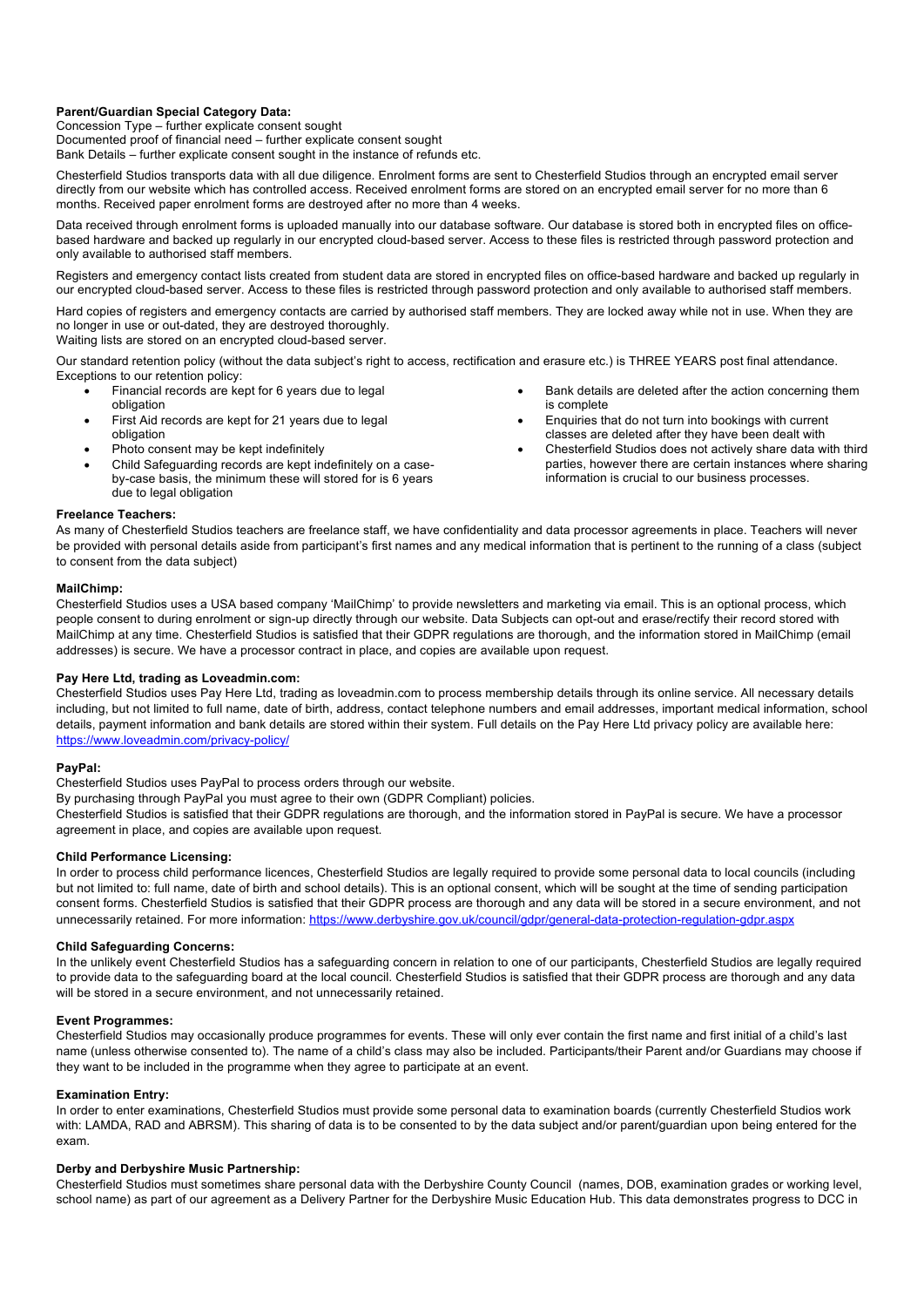**Parent/Guardian Special Category Data:**
Concession Type – further explicit consent sought
Documented proof of financial need – further explicit consent sought
Bank Details – further explicit consent sought in the instance of refunds etc.

Chesterfield Studios transports data with all due diligence. Enrolment forms are sent to Chesterfield Studios through an encrypted email server directly from our website which has controlled access. Received enrolment forms are stored on an encrypted email server for no more than 6 months. Received paper enrolment forms are destroyed after no more than 4 weeks.

Data received through enrolment forms is uploaded manually into our database software. Our database is stored both in encrypted files on office-based hardware and backed up regularly in our encrypted cloud-based server. Access to these files is restricted through password protection and only available to authorised staff members.

Registers and emergency contact lists created from student data are stored in encrypted files on office-based hardware and backed up regularly in our encrypted cloud-based server. Access to these files is restricted through password protection and only available to authorised staff members.

Hard copies of registers and emergency contacts are carried by authorised staff members. They are locked away while not in use. When they are no longer in use or out-dated, they are destroyed thoroughly.
Waiting lists are stored on an encrypted cloud-based server.

Our standard retention policy (without the data subject's right to access, rectification and erasure etc.) is THREE YEARS post final attendance. Exceptions to our retention policy:

- Financial records are kept for 6 years due to legal obligation
- First Aid records are kept for 21 years due to legal obligation
- Photo consent may be kept indefinitely
- Child Safeguarding records are kept indefinitely on a case-by-case basis, the minimum these will stored for is 6 years due to legal obligation
- Bank details are deleted after the action concerning them is complete
- Enquiries that do not turn into bookings with current classes are deleted after they have been dealt with
- Chesterfield Studios does not actively share data with third parties, however there are certain instances where sharing information is crucial to our business processes.

**Freelance Teachers:**
As many of Chesterfield Studios teachers are freelance staff, we have confidentiality and data processor agreements in place. Teachers will never be provided with personal details aside from participant's first names and any medical information that is pertinent to the running of a class (subject to consent from the data subject)

**MailChimp:**
Chesterfield Studios uses a USA based company 'MailChimp' to provide newsletters and marketing via email. This is an optional process, which people consent to during enrolment or sign-up directly through our website. Data Subjects can opt-out and erase/rectify their record stored with MailChimp at any time. Chesterfield Studios is satisfied that their GDPR regulations are thorough, and the information stored in MailChimp (email addresses) is secure. We have a processor contract in place, and copies are available upon request.

**Pay Here Ltd, trading as Loveadmin.com:**
Chesterfield Studios uses Pay Here Ltd, trading as loveadmin.com to process membership details through its online service. All necessary details including, but not limited to full name, date of birth, address, contact telephone numbers and email addresses, important medical information, school details, payment information and bank details are stored within their system. Full details on the Pay Here Ltd privacy policy are available here: https://www.loveadmin.com/privacy-policy/

**PayPal:**
Chesterfield Studios uses PayPal to process orders through our website.
By purchasing through PayPal you must agree to their own (GDPR Compliant) policies.
Chesterfield Studios is satisfied that their GDPR regulations are thorough, and the information stored in PayPal is secure. We have a processor agreement in place, and copies are available upon request.

**Child Performance Licensing:**
In order to process child performance licences, Chesterfield Studios are legally required to provide some personal data to local councils (including but not limited to: full name, date of birth and school details). This is an optional consent, which will be sought at the time of sending participation consent forms. Chesterfield Studios is satisfied that their GDPR process are thorough and any data will be stored in a secure environment, and not unnecessarily retained. For more information: https://www.derbyshire.gov.uk/council/gdpr/general-data-protection-regulation-gdpr.aspx

**Child Safeguarding Concerns:**
In the unlikely event Chesterfield Studios has a safeguarding concern in relation to one of our participants, Chesterfield Studios are legally required to provide data to the safeguarding board at the local council. Chesterfield Studios is satisfied that their GDPR process are thorough and any data will be stored in a secure environment, and not unnecessarily retained.

**Event Programmes:**
Chesterfield Studios may occasionally produce programmes for events. These will only ever contain the first name and first initial of a child's last name (unless otherwise consented to). The name of a child's class may also be included. Participants/their Parent and/or Guardians may choose if they want to be included in the programme when they agree to participate at an event.

**Examination Entry:**
In order to enter examinations, Chesterfield Studios must provide some personal data to examination boards (currently Chesterfield Studios work with: LAMDA, RAD and ABRSM). This sharing of data is to be consented to by the data subject and/or parent/guardian upon being entered for the exam.

**Derby and Derbyshire Music Partnership:**
Chesterfield Studios must sometimes share personal data with the Derbyshire County Council (names, DOB, examination grades or working level, school name) as part of our agreement as a Delivery Partner for the Derbyshire Music Education Hub. This data demonstrates progress to DCC in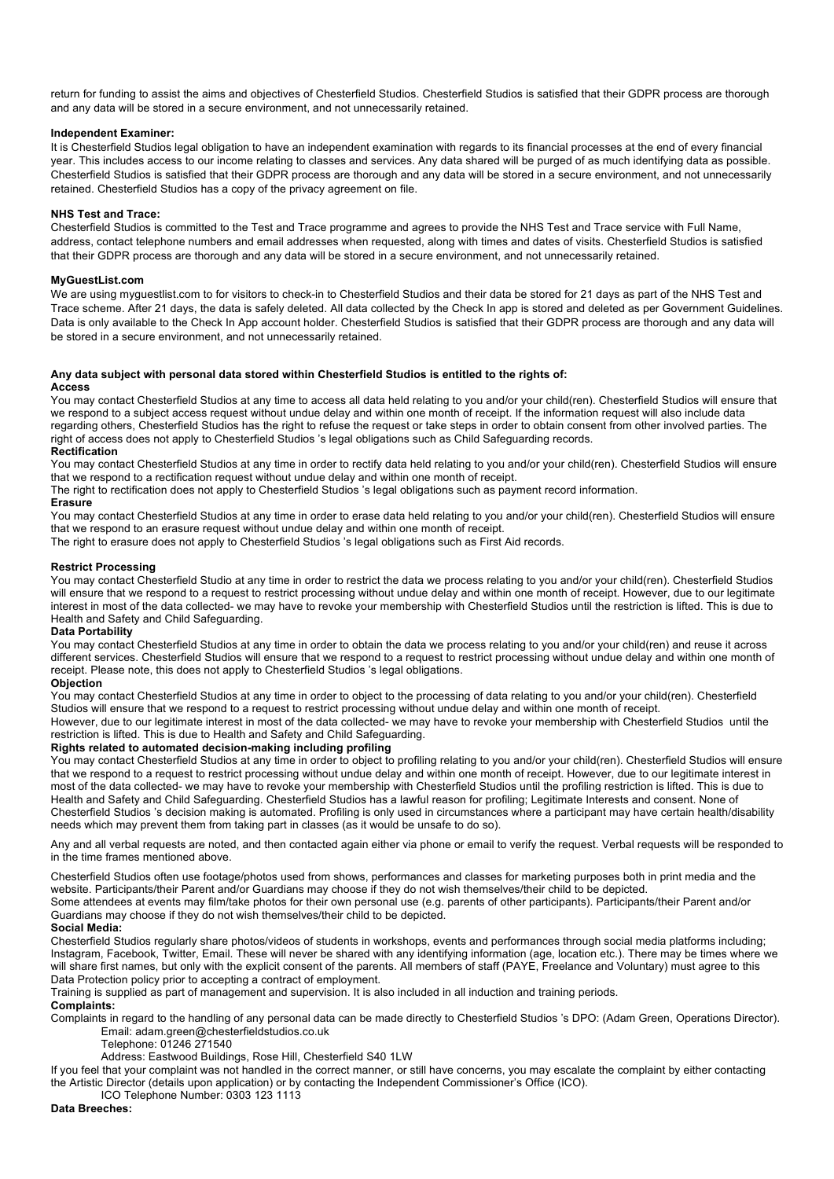return for funding to assist the aims and objectives of Chesterfield Studios. Chesterfield Studios is satisfied that their GDPR process are thorough and any data will be stored in a secure environment, and not unnecessarily retained.

**Independent Examiner:**

It is Chesterfield Studios legal obligation to have an independent examination with regards to its financial processes at the end of every financial year. This includes access to our income relating to classes and services. Any data shared will be purged of as much identifying data as possible. Chesterfield Studios is satisfied that their GDPR process are thorough and any data will be stored in a secure environment, and not unnecessarily retained. Chesterfield Studios has a copy of the privacy agreement on file.

**NHS Test and Trace:**

Chesterfield Studios is committed to the Test and Trace programme and agrees to provide the NHS Test and Trace service with Full Name, address, contact telephone numbers and email addresses when requested, along with times and dates of visits. Chesterfield Studios is satisfied that their GDPR process are thorough and any data will be stored in a secure environment, and not unnecessarily retained.

**MyGuestList.com**

We are using myguestlist.com to for visitors to check-in to Chesterfield Studios and their data be stored for 21 days as part of the NHS Test and Trace scheme. After 21 days, the data is safely deleted. All data collected by the Check In app is stored and deleted as per Government Guidelines. Data is only available to the Check In App account holder. Chesterfield Studios is satisfied that their GDPR process are thorough and any data will be stored in a secure environment, and not unnecessarily retained.

**Any data subject with personal data stored within Chesterfield Studios is entitled to the rights of:**

**Access**

You may contact Chesterfield Studios at any time to access all data held relating to you and/or your child(ren). Chesterfield Studios will ensure that we respond to a subject access request without undue delay and within one month of receipt. If the information request will also include data regarding others, Chesterfield Studios has the right to refuse the request or take steps in order to obtain consent from other involved parties. The right of access does not apply to Chesterfield Studios 's legal obligations such as Child Safeguarding records.

**Rectification**

You may contact Chesterfield Studios at any time in order to rectify data held relating to you and/or your child(ren). Chesterfield Studios will ensure that we respond to a rectification request without undue delay and within one month of receipt.

The right to rectification does not apply to Chesterfield Studios 's legal obligations such as payment record information.

**Erasure**

You may contact Chesterfield Studios at any time in order to erase data held relating to you and/or your child(ren). Chesterfield Studios will ensure that we respond to an erasure request without undue delay and within one month of receipt.

The right to erasure does not apply to Chesterfield Studios 's legal obligations such as First Aid records.

**Restrict Processing**

You may contact Chesterfield Studio at any time in order to restrict the data we process relating to you and/or your child(ren). Chesterfield Studios will ensure that we respond to a request to restrict processing without undue delay and within one month of receipt. However, due to our legitimate interest in most of the data collected- we may have to revoke your membership with Chesterfield Studios until the restriction is lifted. This is due to Health and Safety and Child Safeguarding.

**Data Portability**

You may contact Chesterfield Studios at any time in order to obtain the data we process relating to you and/or your child(ren) and reuse it across different services. Chesterfield Studios will ensure that we respond to a request to restrict processing without undue delay and within one month of receipt. Please note, this does not apply to Chesterfield Studios 's legal obligations.

**Objection**

You may contact Chesterfield Studios at any time in order to object to the processing of data relating to you and/or your child(ren). Chesterfield Studios will ensure that we respond to a request to restrict processing without undue delay and within one month of receipt.

However, due to our legitimate interest in most of the data collected- we may have to revoke your membership with Chesterfield Studios until the restriction is lifted. This is due to Health and Safety and Child Safeguarding.

**Rights related to automated decision-making including profiling**

You may contact Chesterfield Studios at any time in order to object to profiling relating to you and/or your child(ren). Chesterfield Studios will ensure that we respond to a request to restrict processing without undue delay and within one month of receipt. However, due to our legitimate interest in most of the data collected- we may have to revoke your membership with Chesterfield Studios until the profiling restriction is lifted. This is due to Health and Safety and Child Safeguarding. Chesterfield Studios has a lawful reason for profiling; Legitimate Interests and consent. None of Chesterfield Studios 's decision making is automated. Profiling is only used in circumstances where a participant may have certain health/disability needs which may prevent them from taking part in classes (as it would be unsafe to do so).

Any and all verbal requests are noted, and then contacted again either via phone or email to verify the request. Verbal requests will be responded to in the time frames mentioned above.

Chesterfield Studios often use footage/photos used from shows, performances and classes for marketing purposes both in print media and the website. Participants/their Parent and/or Guardians may choose if they do not wish themselves/their child to be depicted.

Some attendees at events may film/take photos for their own personal use (e.g. parents of other participants). Participants/their Parent and/or Guardians may choose if they do not wish themselves/their child to be depicted.

**Social Media:**

Chesterfield Studios regularly share photos/videos of students in workshops, events and performances through social media platforms including; Instagram, Facebook, Twitter, Email. These will never be shared with any identifying information (age, location etc.). There may be times where we will share first names, but only with the explicit consent of the parents. All members of staff (PAYE, Freelance and Voluntary) must agree to this Data Protection policy prior to accepting a contract of employment.

Training is supplied as part of management and supervision. It is also included in all induction and training periods.

**Complaints:**

Complaints in regard to the handling of any personal data can be made directly to Chesterfield Studios 's DPO: (Adam Green, Operations Director).

Email: adam.green@chesterfieldstudios.co.uk

Telephone: 01246 271540

Address: Eastwood Buildings, Rose Hill, Chesterfield S40 1LW

If you feel that your complaint was not handled in the correct manner, or still have concerns, you may escalate the complaint by either contacting the Artistic Director (details upon application) or by contacting the Independent Commissioner's Office (ICO).

ICO Telephone Number: 0303 123 1113

**Data Breeches:**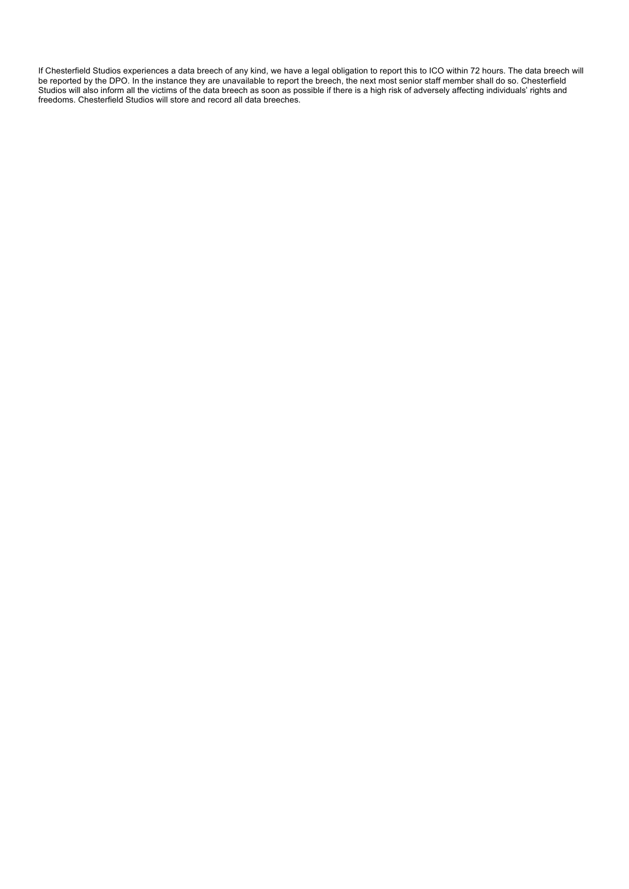If Chesterfield Studios experiences a data breech of any kind, we have a legal obligation to report this to ICO within 72 hours. The data breech will be reported by the DPO. In the instance they are unavailable to report the breech, the next most senior staff member shall do so. Chesterfield Studios will also inform all the victims of the data breech as soon as possible if there is a high risk of adversely affecting individuals' rights and freedoms. Chesterfield Studios will store and record all data breeches.